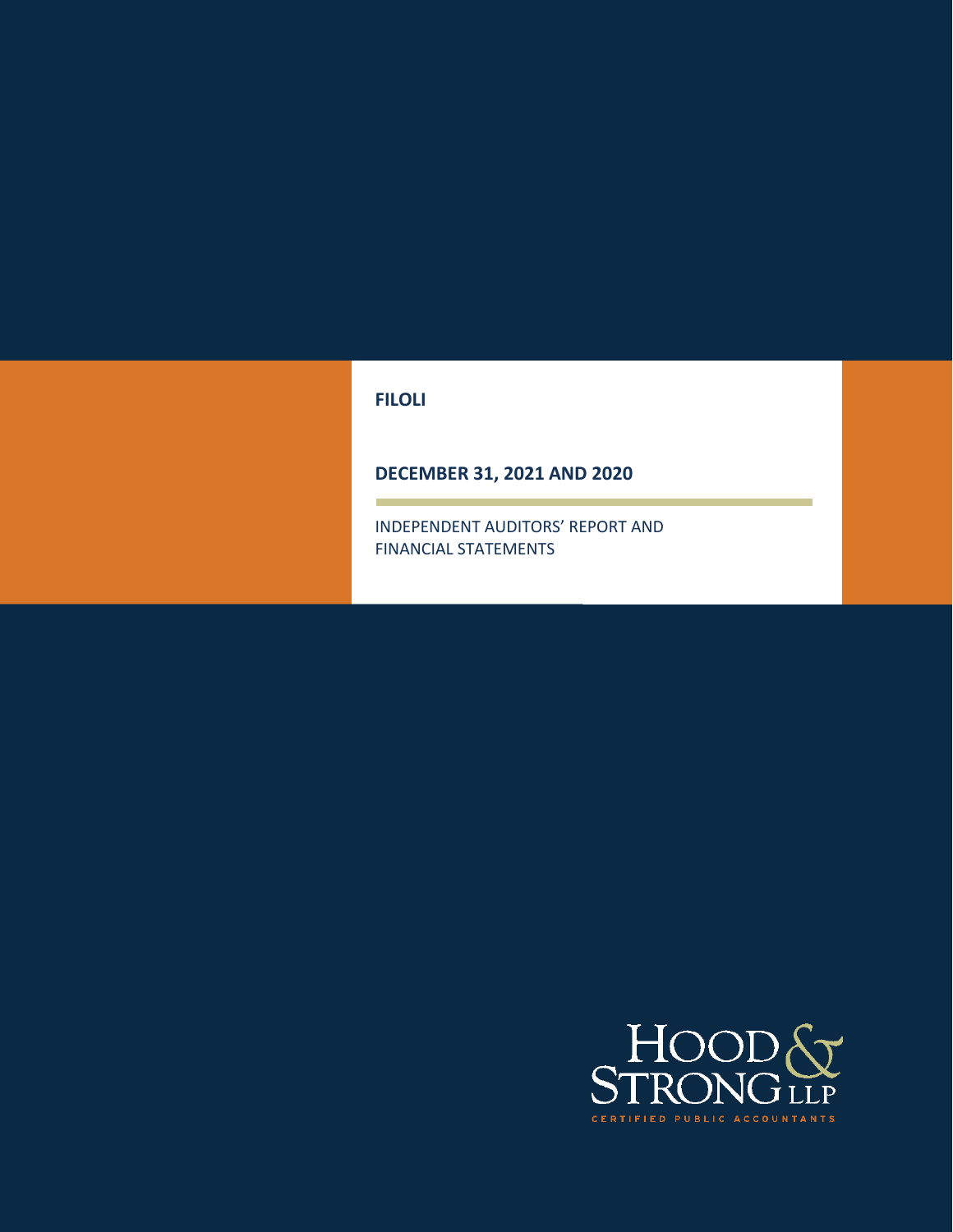# FILOLI

## DECEMBER 31, 2021 AND 2020

INDEPENDENT AUDITORS' REPORT AND FINANCIAL STATEMENTS

HOOD & STRONG LLP

CERTIFIED PUBLIC ACCOUNTANTS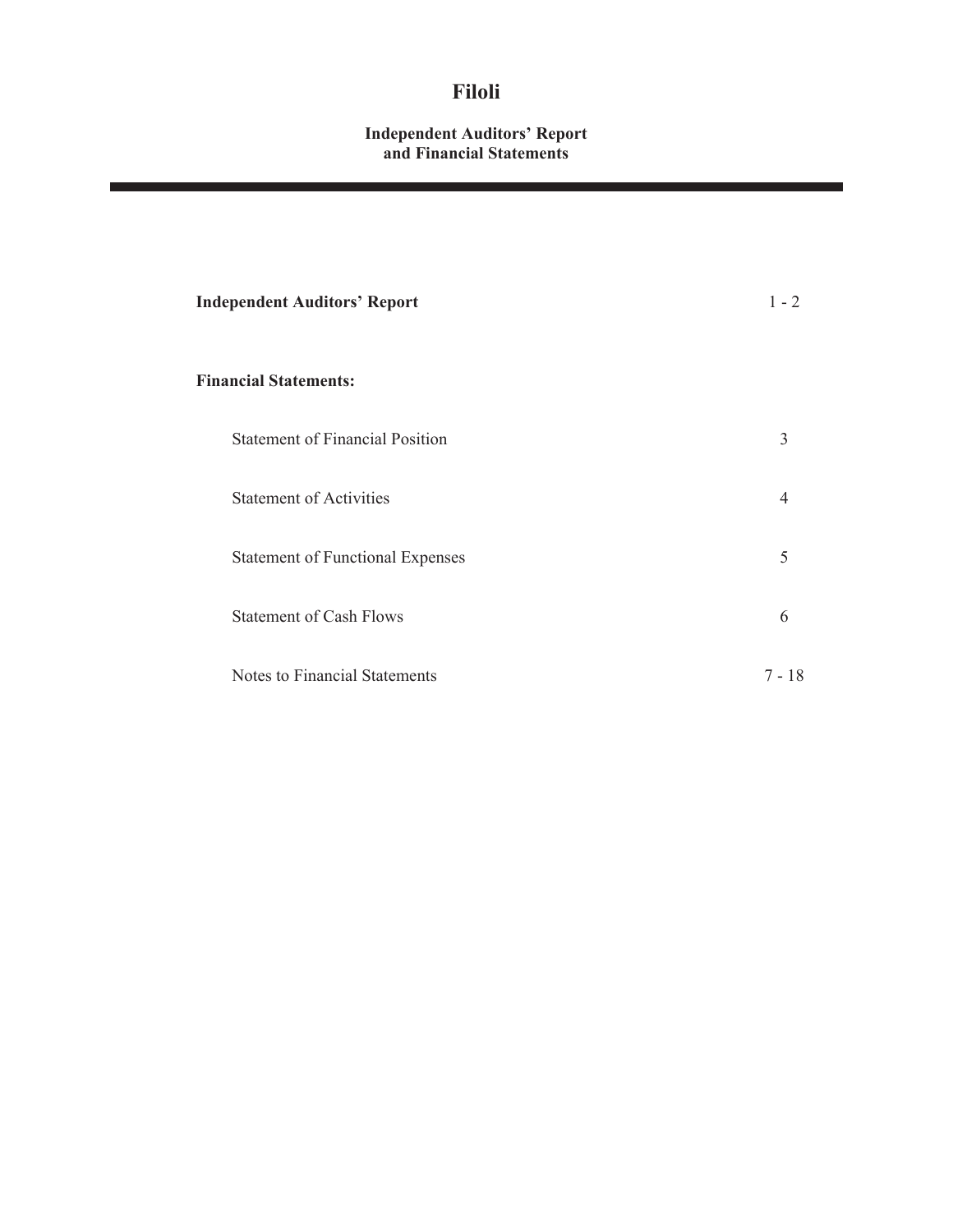# Filoli

## Independent Auditors' Report and Financial Statements

| | |
|---|---|
| **Independent Auditors' Report** | 1 - 2 |
| **Financial Statements:** | |
| Statement of Financial Position | 3 |
| Statement of Activities | 4 |
| Statement of Functional Expenses | 5 |
| Statement of Cash Flows | 6 |
| Notes to Financial Statements | 7 - 18 |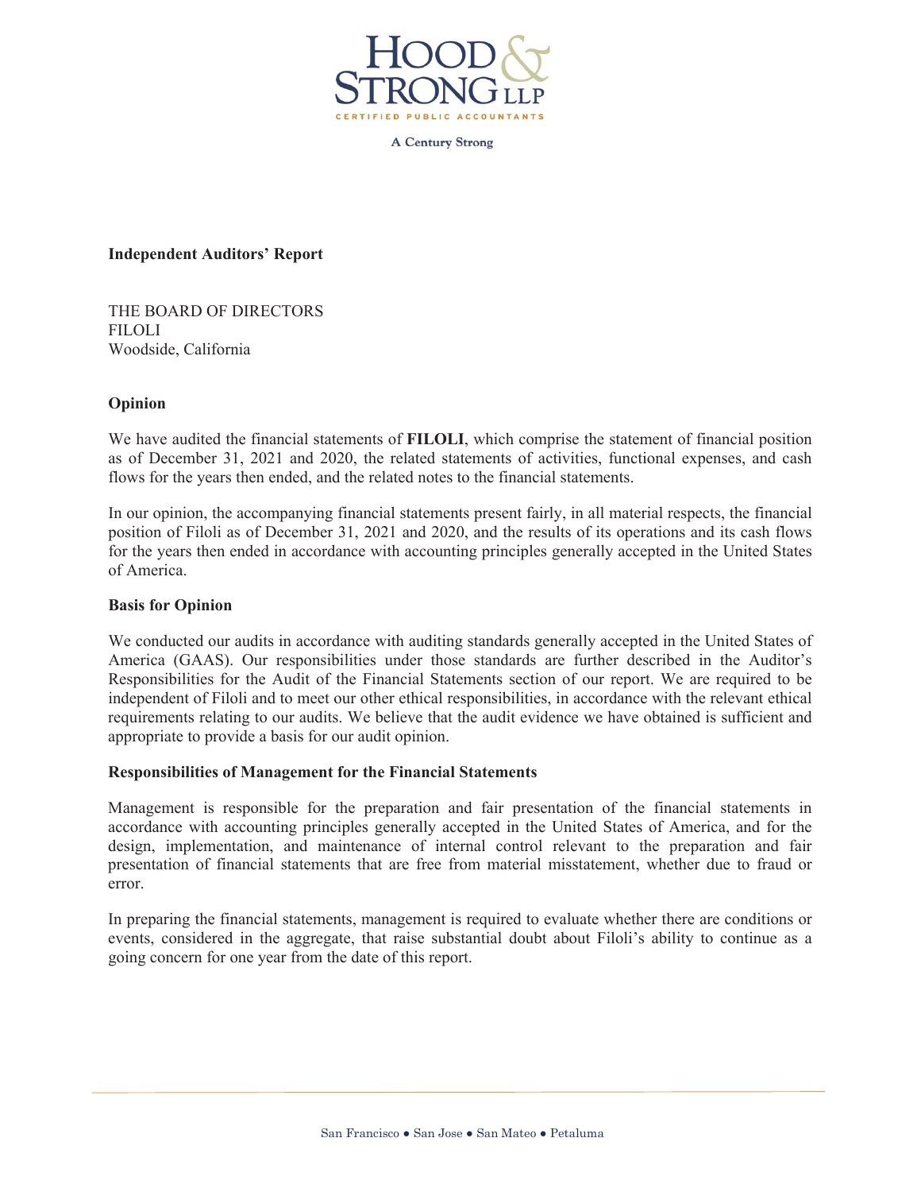HOOD & STRONG LLP

CERTIFIED PUBLIC ACCOUNTANTS

A Century Strong

**Independent Auditors' Report**

THE BOARD OF DIRECTORS
FILOLI
Woodside, California

**Opinion**

We have audited the financial statements of **FILOLI**, which comprise the statement of financial position as of December 31, 2021 and 2020, the related statements of activities, functional expenses, and cash flows for the years then ended, and the related notes to the financial statements.

In our opinion, the accompanying financial statements present fairly, in all material respects, the financial position of Filoli as of December 31, 2021 and 2020, and the results of its operations and its cash flows for the years then ended in accordance with accounting principles generally accepted in the United States of America.

**Basis for Opinion**

We conducted our audits in accordance with auditing standards generally accepted in the United States of America (GAAS). Our responsibilities under those standards are further described in the Auditor's Responsibilities for the Audit of the Financial Statements section of our report. We are required to be independent of Filoli and to meet our other ethical responsibilities, in accordance with the relevant ethical requirements relating to our audits. We believe that the audit evidence we have obtained is sufficient and appropriate to provide a basis for our audit opinion.

**Responsibilities of Management for the Financial Statements**

Management is responsible for the preparation and fair presentation of the financial statements in accordance with accounting principles generally accepted in the United States of America, and for the design, implementation, and maintenance of internal control relevant to the preparation and fair presentation of financial statements that are free from material misstatement, whether due to fraud or error.

In preparing the financial statements, management is required to evaluate whether there are conditions or events, considered in the aggregate, that raise substantial doubt about Filoli's ability to continue as a going concern for one year from the date of this report.

San Francisco ● San Jose ● San Mateo ● Petaluma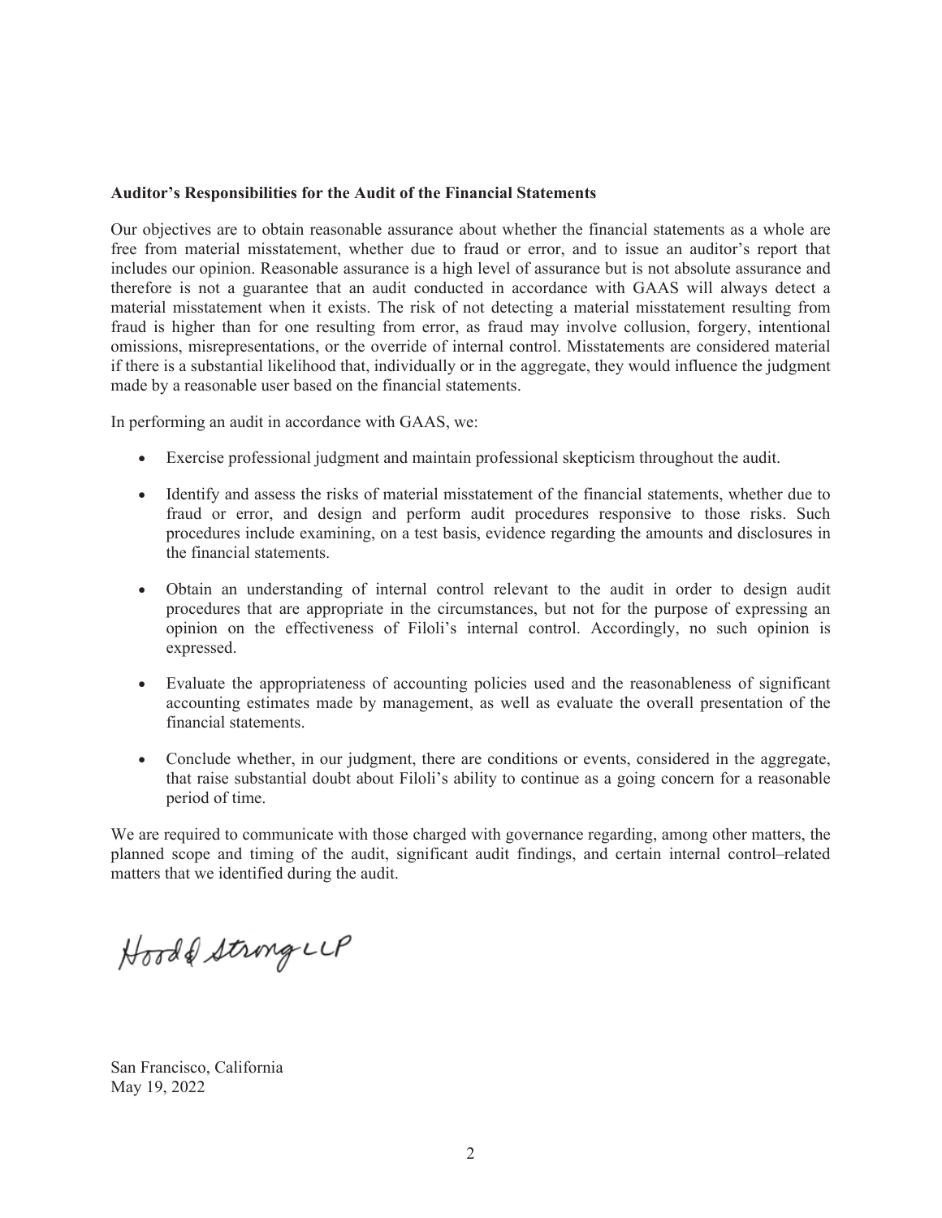### Auditor's Responsibilities for the Audit of the Financial Statements

Our objectives are to obtain reasonable assurance about whether the financial statements as a whole are free from material misstatement, whether due to fraud or error, and to issue an auditor's report that includes our opinion. Reasonable assurance is a high level of assurance but is not absolute assurance and therefore is not a guarantee that an audit conducted in accordance with GAAS will always detect a material misstatement when it exists. The risk of not detecting a material misstatement resulting from fraud is higher than for one resulting from error, as fraud may involve collusion, forgery, intentional omissions, misrepresentations, or the override of internal control. Misstatements are considered material if there is a substantial likelihood that, individually or in the aggregate, they would influence the judgment made by a reasonable user based on the financial statements.

In performing an audit in accordance with GAAS, we:

- Exercise professional judgment and maintain professional skepticism throughout the audit.
- Identify and assess the risks of material misstatement of the financial statements, whether due to fraud or error, and design and perform audit procedures responsive to those risks. Such procedures include examining, on a test basis, evidence regarding the amounts and disclosures in the financial statements.
- Obtain an understanding of internal control relevant to the audit in order to design audit procedures that are appropriate in the circumstances, but not for the purpose of expressing an opinion on the effectiveness of Filoli's internal control. Accordingly, no such opinion is expressed.
- Evaluate the appropriateness of accounting policies used and the reasonableness of significant accounting estimates made by management, as well as evaluate the overall presentation of the financial statements.
- Conclude whether, in our judgment, there are conditions or events, considered in the aggregate, that raise substantial doubt about Filoli's ability to continue as a going concern for a reasonable period of time.

We are required to communicate with those charged with governance regarding, among other matters, the planned scope and timing of the audit, significant audit findings, and certain internal control–related matters that we identified during the audit.

Hood & Strong LLP

San Francisco, California
May 19, 2022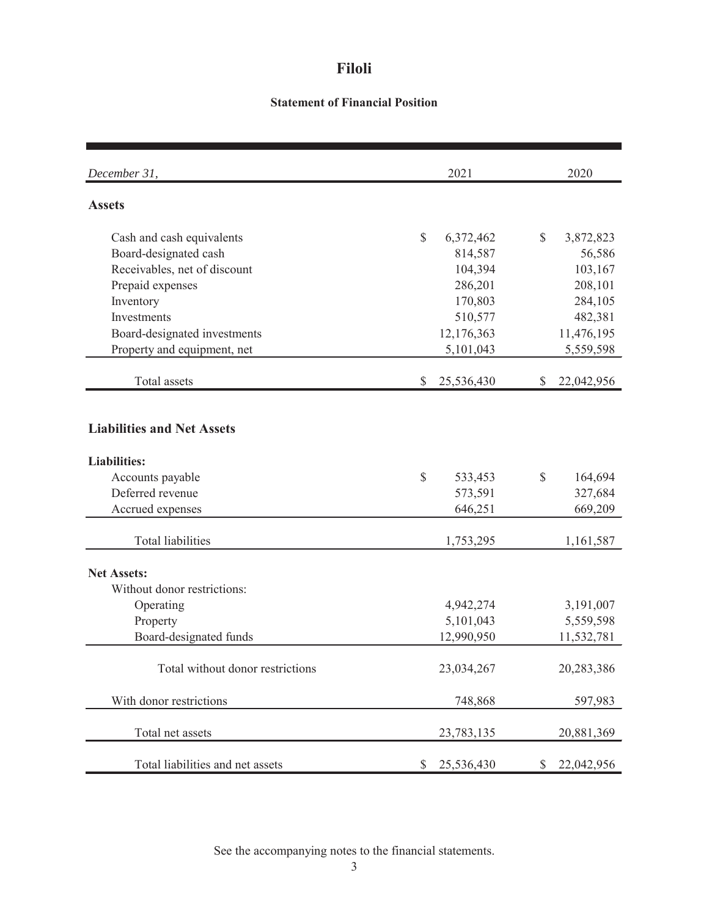# Filoli

## Statement of Financial Position

| *December 31,* | 2021 | 2020 |
|---|---|---|
| **Assets** | | |
| Cash and cash equivalents | $ 6,372,462 | $ 3,872,823 |
| Board-designated cash | 814,587 | 56,586 |
| Receivables, net of discount | 104,394 | 103,167 |
| Prepaid expenses | 286,201 | 208,101 |
| Inventory | 170,803 | 284,105 |
| Investments | 510,577 | 482,381 |
| Board-designated investments | 12,176,363 | 11,476,195 |
| Property and equipment, net | 5,101,043 | 5,559,598 |
| Total assets | $ 25,536,430 | $ 22,042,956 |
| **Liabilities and Net Assets** | | |
| **Liabilities:** | | |
| Accounts payable | $ 533,453 | $ 164,694 |
| Deferred revenue | 573,591 | 327,684 |
| Accrued expenses | 646,251 | 669,209 |
| Total liabilities | 1,753,295 | 1,161,587 |
| **Net Assets:** | | |
| Without donor restrictions: | | |
| Operating | 4,942,274 | 3,191,007 |
| Property | 5,101,043 | 5,559,598 |
| Board-designated funds | 12,990,950 | 11,532,781 |
| Total without donor restrictions | 23,034,267 | 20,283,386 |
| With donor restrictions | 748,868 | 597,983 |
| Total net assets | 23,783,135 | 20,881,369 |
| Total liabilities and net assets | $ 25,536,430 | $ 22,042,956 |

See the accompanying notes to the financial statements.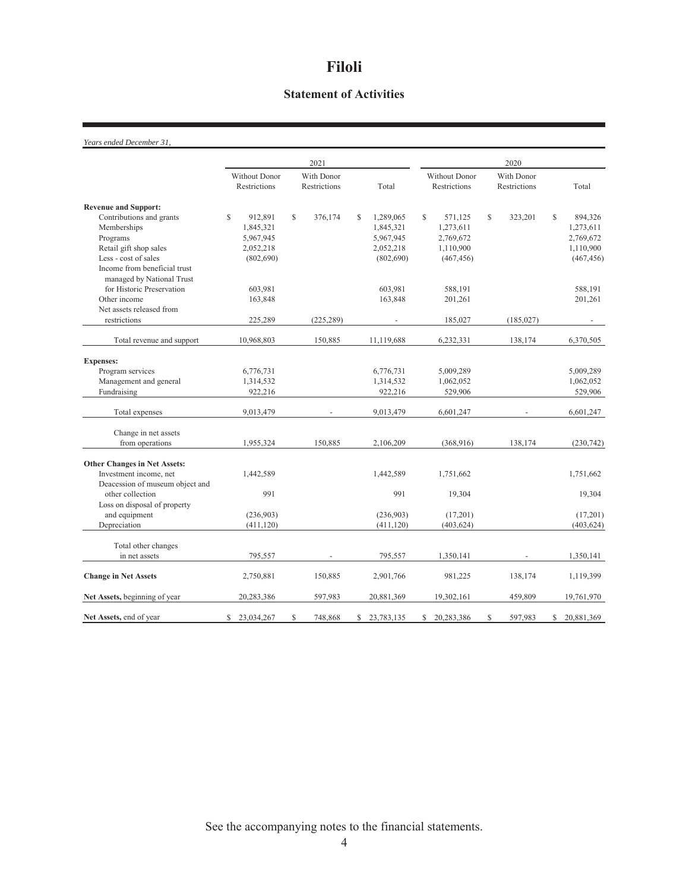# Filoli

## Statement of Activities

*Years ended December 31,*

| | 2021 | | | 2020 | | |
|---|---|---|---|---|---|---|
| | Without Donor Restrictions | With Donor Restrictions | Total | Without Donor Restrictions | With Donor Restrictions | Total |
| **Revenue and Support:** | | | | | | |
| Contributions and grants | $ 912,891 | $ 376,174 | $ 1,289,065 | $ 571,125 | $ 323,201 | $ 894,326 |
| Memberships | 1,845,321 | | 1,845,321 | 1,273,611 | | 1,273,611 |
| Programs | 5,967,945 | | 5,967,945 | 2,769,672 | | 2,769,672 |
| Retail gift shop sales | 2,052,218 | | 2,052,218 | 1,110,900 | | 1,110,900 |
| Less - cost of sales | (802,690) | | (802,690) | (467,456) | | (467,456) |
| Income from beneficial trust managed by National Trust for Historic Preservation | 603,981 | | 603,981 | 588,191 | | 588,191 |
| Other income | 163,848 | | 163,848 | 201,261 | | 201,261 |
| Net assets released from restrictions | 225,289 | (225,289) | - | 185,027 | (185,027) | - |
| Total revenue and support | 10,968,803 | 150,885 | 11,119,688 | 6,232,331 | 138,174 | 6,370,505 |
| **Expenses:** | | | | | | |
| Program services | 6,776,731 | | 6,776,731 | 5,009,289 | | 5,009,289 |
| Management and general | 1,314,532 | | 1,314,532 | 1,062,052 | | 1,062,052 |
| Fundraising | 922,216 | | 922,216 | 529,906 | | 529,906 |
| Total expenses | 9,013,479 | - | 9,013,479 | 6,601,247 | - | 6,601,247 |
| Change in net assets from operations | 1,955,324 | 150,885 | 2,106,209 | (368,916) | 138,174 | (230,742) |
| **Other Changes in Net Assets:** | | | | | | |
| Investment income, net | 1,442,589 | | 1,442,589 | 1,751,662 | | 1,751,662 |
| Deaccession of museum object and other collection | 991 | | 991 | 19,304 | | 19,304 |
| Loss on disposal of property and equipment | (236,903) | | (236,903) | (17,201) | | (17,201) |
| Depreciation | (411,120) | | (411,120) | (403,624) | | (403,624) |
| Total other changes in net assets | 795,557 | - | 795,557 | 1,350,141 | - | 1,350,141 |
| **Change in Net Assets** | 2,750,881 | 150,885 | 2,901,766 | 981,225 | 138,174 | 1,119,399 |
| **Net Assets,** beginning of year | 20,283,386 | 597,983 | 20,881,369 | 19,302,161 | 459,809 | 19,761,970 |
| **Net Assets,** end of year | $ 23,034,267 | $ 748,868 | $ 23,783,135 | $ 20,283,386 | $ 597,983 | $ 20,881,369 |

See the accompanying notes to the financial statements.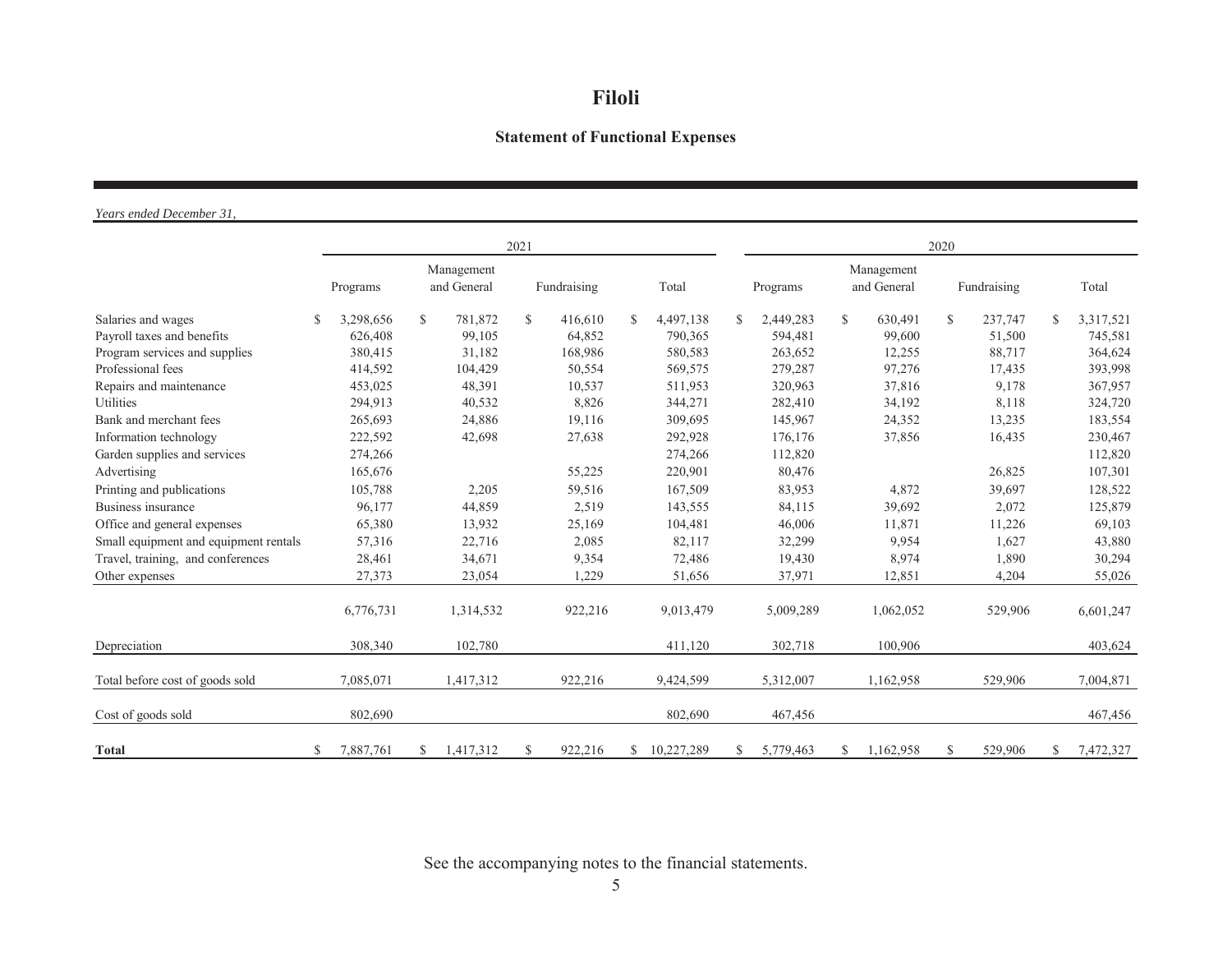# Filoli

## Statement of Functional Expenses

*Years ended December 31,*

| | 2021 | | | | 2020 | | | |
|---|---|---|---|---|---|---|---|---|
| | Programs | Management and General | Fundraising | Total | Programs | Management and General | Fundraising | Total |
| Salaries and wages | $ 3,298,656 | $ 781,872 | $ 416,610 | $ 4,497,138 | $ 2,449,283 | $ 630,491 | $ 237,747 | $ 3,317,521 |
| Payroll taxes and benefits | 626,408 | 99,105 | 64,852 | 790,365 | 594,481 | 99,600 | 51,500 | 745,581 |
| Program services and supplies | 380,415 | 31,182 | 168,986 | 580,583 | 263,652 | 12,255 | 88,717 | 364,624 |
| Professional fees | 414,592 | 104,429 | 50,554 | 569,575 | 279,287 | 97,276 | 17,435 | 393,998 |
| Repairs and maintenance | 453,025 | 48,391 | 10,537 | 511,953 | 320,963 | 37,816 | 9,178 | 367,957 |
| Utilities | 294,913 | 40,532 | 8,826 | 344,271 | 282,410 | 34,192 | 8,118 | 324,720 |
| Bank and merchant fees | 265,693 | 24,886 | 19,116 | 309,695 | 145,967 | 24,352 | 13,235 | 183,554 |
| Information technology | 222,592 | 42,698 | 27,638 | 292,928 | 176,176 | 37,856 | 16,435 | 230,467 |
| Garden supplies and services | 274,266 | | | 274,266 | 112,820 | | | 112,820 |
| Advertising | 165,676 | | 55,225 | 220,901 | 80,476 | | 26,825 | 107,301 |
| Printing and publications | 105,788 | 2,205 | 59,516 | 167,509 | 83,953 | 4,872 | 39,697 | 128,522 |
| Business insurance | 96,177 | 44,859 | 2,519 | 143,555 | 84,115 | 39,692 | 2,072 | 125,879 |
| Office and general expenses | 65,380 | 13,932 | 25,169 | 104,481 | 46,006 | 11,871 | 11,226 | 69,103 |
| Small equipment and equipment rentals | 57,316 | 22,716 | 2,085 | 82,117 | 32,299 | 9,954 | 1,627 | 43,880 |
| Travel, training, and conferences | 28,461 | 34,671 | 9,354 | 72,486 | 19,430 | 8,974 | 1,890 | 30,294 |
| Other expenses | 27,373 | 23,054 | 1,229 | 51,656 | 37,971 | 12,851 | 4,204 | 55,026 |
| | 6,776,731 | 1,314,532 | 922,216 | 9,013,479 | 5,009,289 | 1,062,052 | 529,906 | 6,601,247 |
| Depreciation | 308,340 | 102,780 | | 411,120 | 302,718 | 100,906 | | 403,624 |
| Total before cost of goods sold | 7,085,071 | 1,417,312 | 922,216 | 9,424,599 | 5,312,007 | 1,162,958 | 529,906 | 7,004,871 |
| Cost of goods sold | 802,690 | | | 802,690 | 467,456 | | | 467,456 |
| **Total** | $ 7,887,761 | $ 1,417,312 | $ 922,216 | $ 10,227,289 | $ 5,779,463 | $ 1,162,958 | $ 529,906 | $ 7,472,327 |

See the accompanying notes to the financial statements.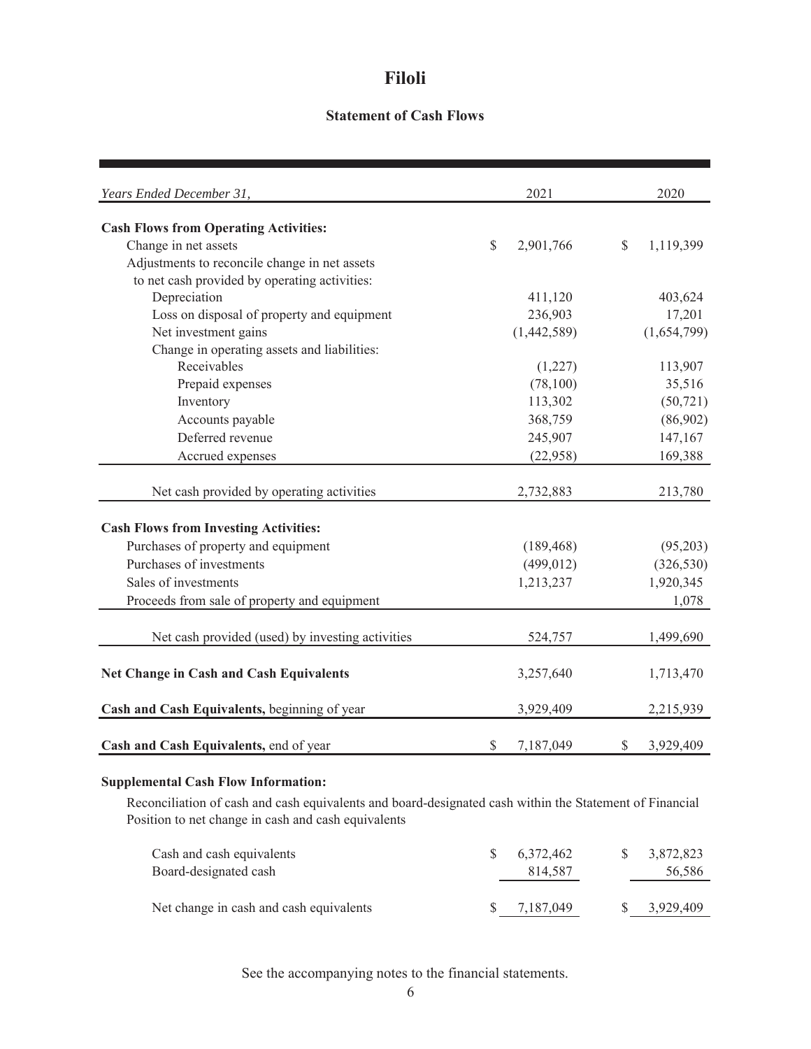# Filoli

## Statement of Cash Flows

| *Years Ended December 31,* | 2021 | 2020 |
|---|---|---|
| **Cash Flows from Operating Activities:** | | |
| Change in net assets | $ 2,901,766 | $ 1,119,399 |
| Adjustments to reconcile change in net assets to net cash provided by operating activities: | | |
| Depreciation | 411,120 | 403,624 |
| Loss on disposal of property and equipment | 236,903 | 17,201 |
| Net investment gains | (1,442,589) | (1,654,799) |
| Change in operating assets and liabilities: | | |
| Receivables | (1,227) | 113,907 |
| Prepaid expenses | (78,100) | 35,516 |
| Inventory | 113,302 | (50,721) |
| Accounts payable | 368,759 | (86,902) |
| Deferred revenue | 245,907 | 147,167 |
| Accrued expenses | (22,958) | 169,388 |
| Net cash provided by operating activities | 2,732,883 | 213,780 |
| **Cash Flows from Investing Activities:** | | |
| Purchases of property and equipment | (189,468) | (95,203) |
| Purchases of investments | (499,012) | (326,530) |
| Sales of investments | 1,213,237 | 1,920,345 |
| Proceeds from sale of property and equipment | | 1,078 |
| Net cash provided (used) by investing activities | 524,757 | 1,499,690 |
| **Net Change in Cash and Cash Equivalents** | 3,257,640 | 1,713,470 |
| **Cash and Cash Equivalents,** beginning of year | 3,929,409 | 2,215,939 |
| **Cash and Cash Equivalents,** end of year | $ 7,187,049 | $ 3,929,409 |

**Supplemental Cash Flow Information:**

Reconciliation of cash and cash equivalents and board-designated cash within the Statement of Financial Position to net change in cash and cash equivalents

| | 2021 | 2020 |
|---|---|---|
| Cash and cash equivalents | $ 6,372,462 | $ 3,872,823 |
| Board-designated cash | 814,587 | 56,586 |
| Net change in cash and cash equivalents | $ 7,187,049 | $ 3,929,409 |

See the accompanying notes to the financial statements.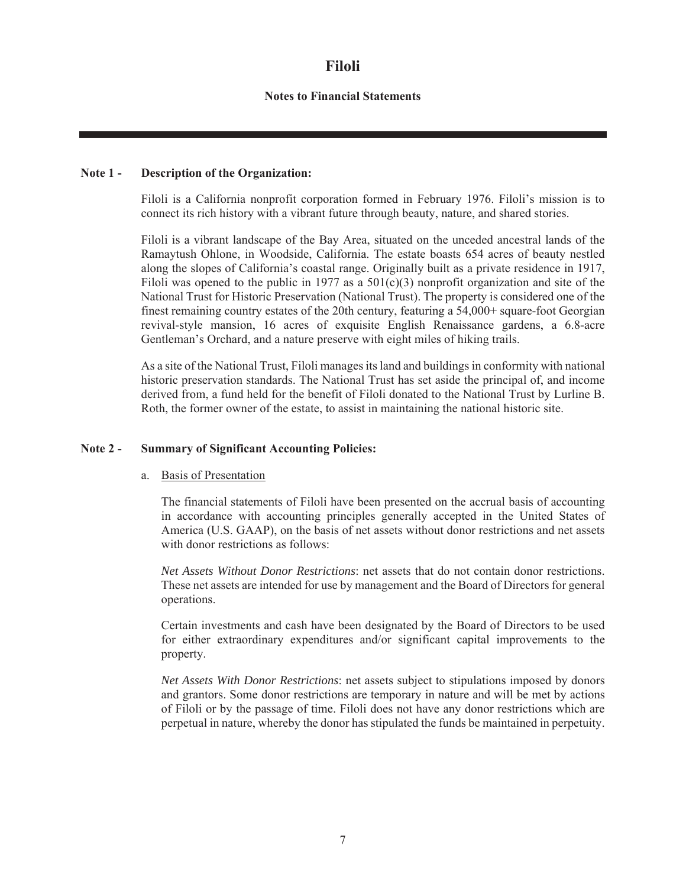# Filoli

## Notes to Financial Statements

---

### Note 1 - Description of the Organization:

Filoli is a California nonprofit corporation formed in February 1976. Filoli's mission is to connect its rich history with a vibrant future through beauty, nature, and shared stories.

Filoli is a vibrant landscape of the Bay Area, situated on the unceded ancestral lands of the Ramaytush Ohlone, in Woodside, California. The estate boasts 654 acres of beauty nestled along the slopes of California's coastal range. Originally built as a private residence in 1917, Filoli was opened to the public in 1977 as a 501(c)(3) nonprofit organization and site of the National Trust for Historic Preservation (National Trust). The property is considered one of the finest remaining country estates of the 20th century, featuring a 54,000+ square-foot Georgian revival-style mansion, 16 acres of exquisite English Renaissance gardens, a 6.8-acre Gentleman's Orchard, and a nature preserve with eight miles of hiking trails.

As a site of the National Trust, Filoli manages its land and buildings in conformity with national historic preservation standards. The National Trust has set aside the principal of, and income derived from, a fund held for the benefit of Filoli donated to the National Trust by Lurline B. Roth, the former owner of the estate, to assist in maintaining the national historic site.

### Note 2 - Summary of Significant Accounting Policies:

a. Basis of Presentation

The financial statements of Filoli have been presented on the accrual basis of accounting in accordance with accounting principles generally accepted in the United States of America (U.S. GAAP), on the basis of net assets without donor restrictions and net assets with donor restrictions as follows:

*Net Assets Without Donor Restrictions*: net assets that do not contain donor restrictions. These net assets are intended for use by management and the Board of Directors for general operations.

Certain investments and cash have been designated by the Board of Directors to be used for either extraordinary expenditures and/or significant capital improvements to the property.

*Net Assets With Donor Restrictions*: net assets subject to stipulations imposed by donors and grantors. Some donor restrictions are temporary in nature and will be met by actions of Filoli or by the passage of time. Filoli does not have any donor restrictions which are perpetual in nature, whereby the donor has stipulated the funds be maintained in perpetuity.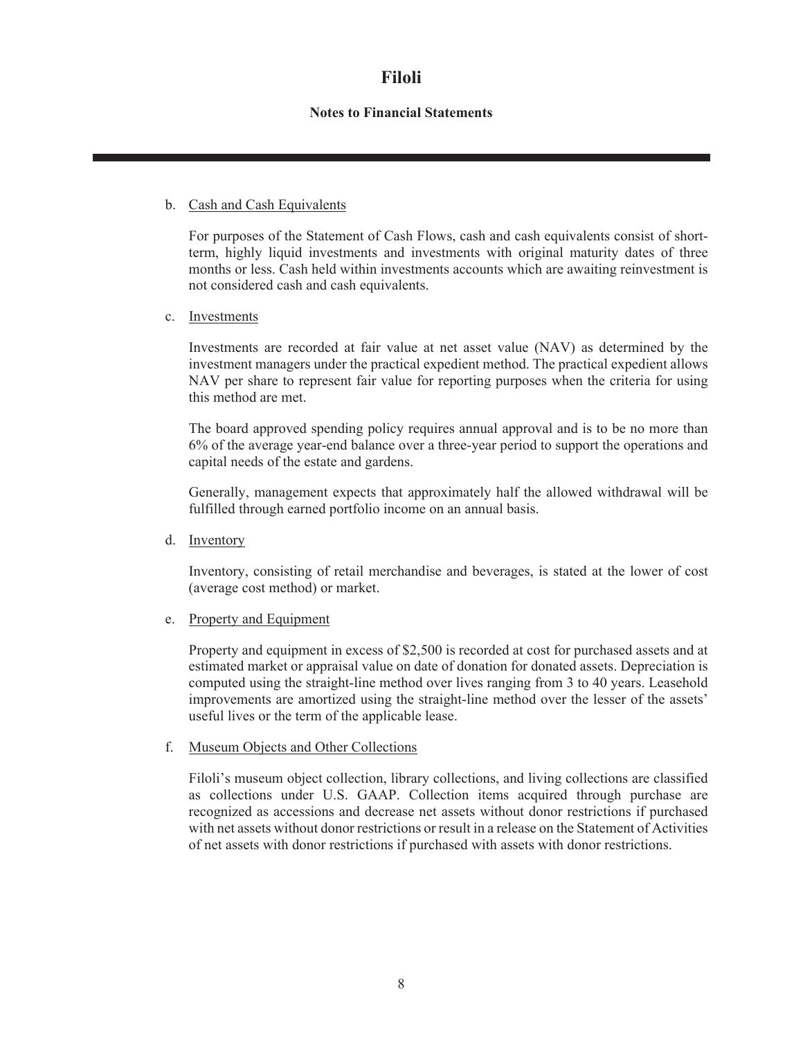b. Cash and Cash Equivalents

For purposes of the Statement of Cash Flows, cash and cash equivalents consist of short-term, highly liquid investments and investments with original maturity dates of three months or less. Cash held within investments accounts which are awaiting reinvestment is not considered cash and cash equivalents.

c. Investments

Investments are recorded at fair value at net asset value (NAV) as determined by the investment managers under the practical expedient method. The practical expedient allows NAV per share to represent fair value for reporting purposes when the criteria for using this method are met.

The board approved spending policy requires annual approval and is to be no more than 6% of the average year-end balance over a three-year period to support the operations and capital needs of the estate and gardens.

Generally, management expects that approximately half the allowed withdrawal will be fulfilled through earned portfolio income on an annual basis.

d. Inventory

Inventory, consisting of retail merchandise and beverages, is stated at the lower of cost (average cost method) or market.

e. Property and Equipment

Property and equipment in excess of $2,500 is recorded at cost for purchased assets and at estimated market or appraisal value on date of donation for donated assets. Depreciation is computed using the straight-line method over lives ranging from 3 to 40 years. Leasehold improvements are amortized using the straight-line method over the lesser of the assets' useful lives or the term of the applicable lease.

f. Museum Objects and Other Collections

Filoli's museum object collection, library collections, and living collections are classified as collections under U.S. GAAP. Collection items acquired through purchase are recognized as accessions and decrease net assets without donor restrictions if purchased with net assets without donor restrictions or result in a release on the Statement of Activities of net assets with donor restrictions if purchased with assets with donor restrictions.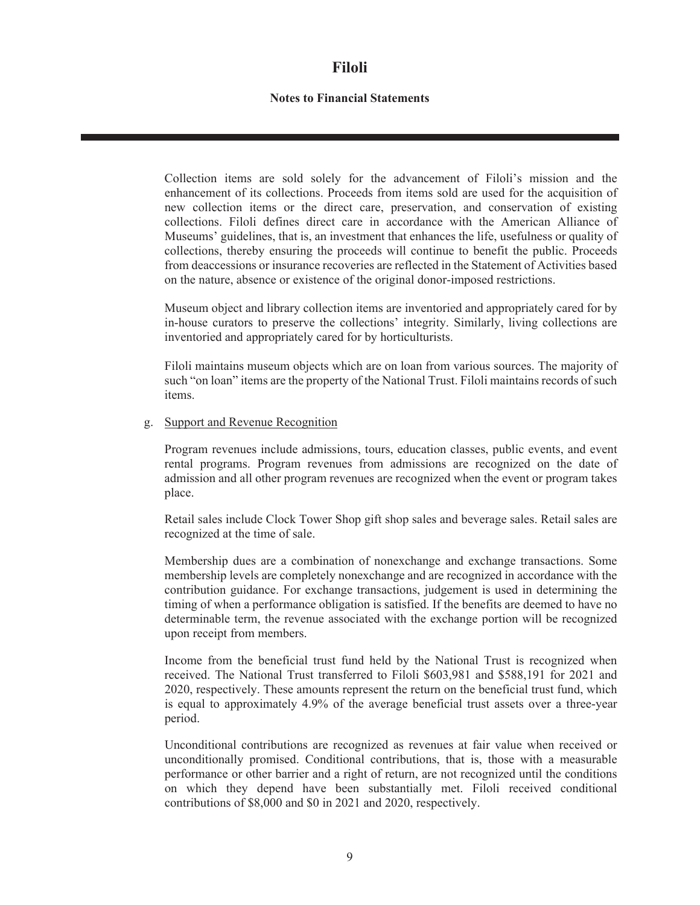Collection items are sold solely for the advancement of Filoli's mission and the enhancement of its collections. Proceeds from items sold are used for the acquisition of new collection items or the direct care, preservation, and conservation of existing collections. Filoli defines direct care in accordance with the American Alliance of Museums' guidelines, that is, an investment that enhances the life, usefulness or quality of collections, thereby ensuring the proceeds will continue to benefit the public. Proceeds from deaccessions or insurance recoveries are reflected in the Statement of Activities based on the nature, absence or existence of the original donor-imposed restrictions.

Museum object and library collection items are inventoried and appropriately cared for by in-house curators to preserve the collections' integrity. Similarly, living collections are inventoried and appropriately cared for by horticulturists.

Filoli maintains museum objects which are on loan from various sources. The majority of such "on loan" items are the property of the National Trust. Filoli maintains records of such items.

g. Support and Revenue Recognition

Program revenues include admissions, tours, education classes, public events, and event rental programs. Program revenues from admissions are recognized on the date of admission and all other program revenues are recognized when the event or program takes place.

Retail sales include Clock Tower Shop gift shop sales and beverage sales. Retail sales are recognized at the time of sale.

Membership dues are a combination of nonexchange and exchange transactions. Some membership levels are completely nonexchange and are recognized in accordance with the contribution guidance. For exchange transactions, judgement is used in determining the timing of when a performance obligation is satisfied. If the benefits are deemed to have no determinable term, the revenue associated with the exchange portion will be recognized upon receipt from members.

Income from the beneficial trust fund held by the National Trust is recognized when received. The National Trust transferred to Filoli $603,981 and $588,191 for 2021 and 2020, respectively. These amounts represent the return on the beneficial trust fund, which is equal to approximately 4.9% of the average beneficial trust assets over a three-year period.

Unconditional contributions are recognized as revenues at fair value when received or unconditionally promised. Conditional contributions, that is, those with a measurable performance or other barrier and a right of return, are not recognized until the conditions on which they depend have been substantially met. Filoli received conditional contributions of $8,000 and $0 in 2021 and 2020, respectively.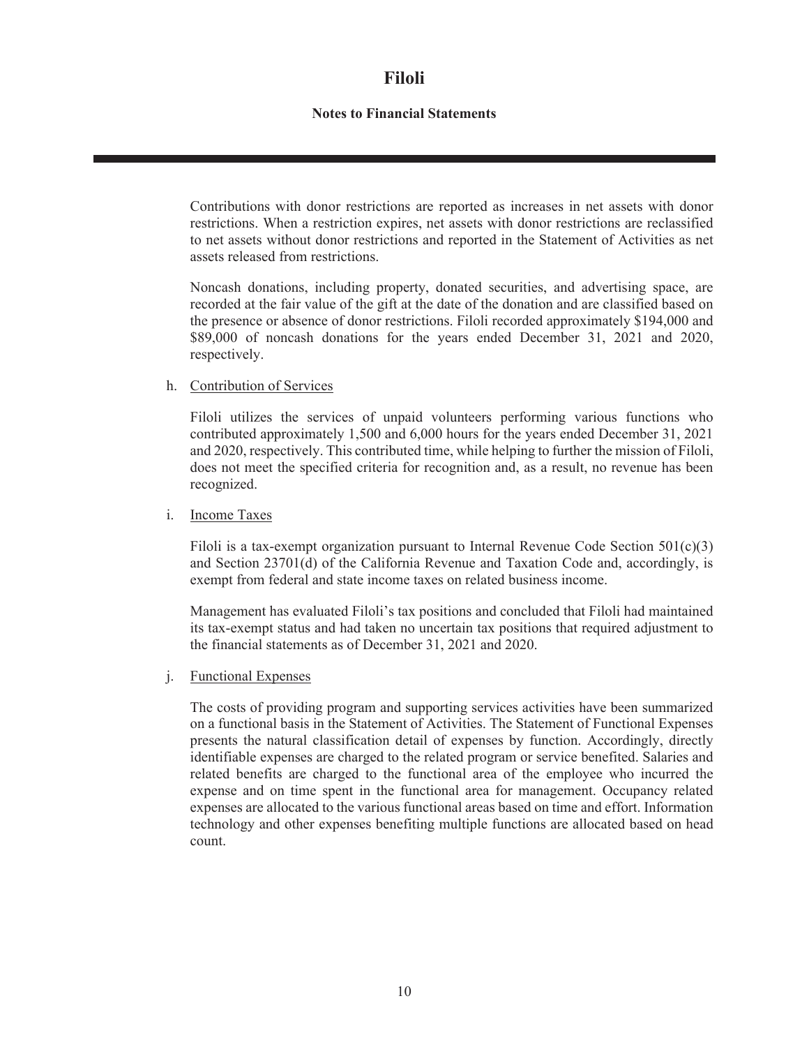Contributions with donor restrictions are reported as increases in net assets with donor restrictions. When a restriction expires, net assets with donor restrictions are reclassified to net assets without donor restrictions and reported in the Statement of Activities as net assets released from restrictions.

Noncash donations, including property, donated securities, and advertising space, are recorded at the fair value of the gift at the date of the donation and are classified based on the presence or absence of donor restrictions. Filoli recorded approximately $194,000 and $89,000 of noncash donations for the years ended December 31, 2021 and 2020, respectively.

h. Contribution of Services

Filoli utilizes the services of unpaid volunteers performing various functions who contributed approximately 1,500 and 6,000 hours for the years ended December 31, 2021 and 2020, respectively. This contributed time, while helping to further the mission of Filoli, does not meet the specified criteria for recognition and, as a result, no revenue has been recognized.

i. Income Taxes

Filoli is a tax-exempt organization pursuant to Internal Revenue Code Section 501(c)(3) and Section 23701(d) of the California Revenue and Taxation Code and, accordingly, is exempt from federal and state income taxes on related business income.

Management has evaluated Filoli's tax positions and concluded that Filoli had maintained its tax-exempt status and had taken no uncertain tax positions that required adjustment to the financial statements as of December 31, 2021 and 2020.

j. Functional Expenses

The costs of providing program and supporting services activities have been summarized on a functional basis in the Statement of Activities. The Statement of Functional Expenses presents the natural classification detail of expenses by function. Accordingly, directly identifiable expenses are charged to the related program or service benefited. Salaries and related benefits are charged to the functional area of the employee who incurred the expense and on time spent in the functional area for management. Occupancy related expenses are allocated to the various functional areas based on time and effort. Information technology and other expenses benefiting multiple functions are allocated based on head count.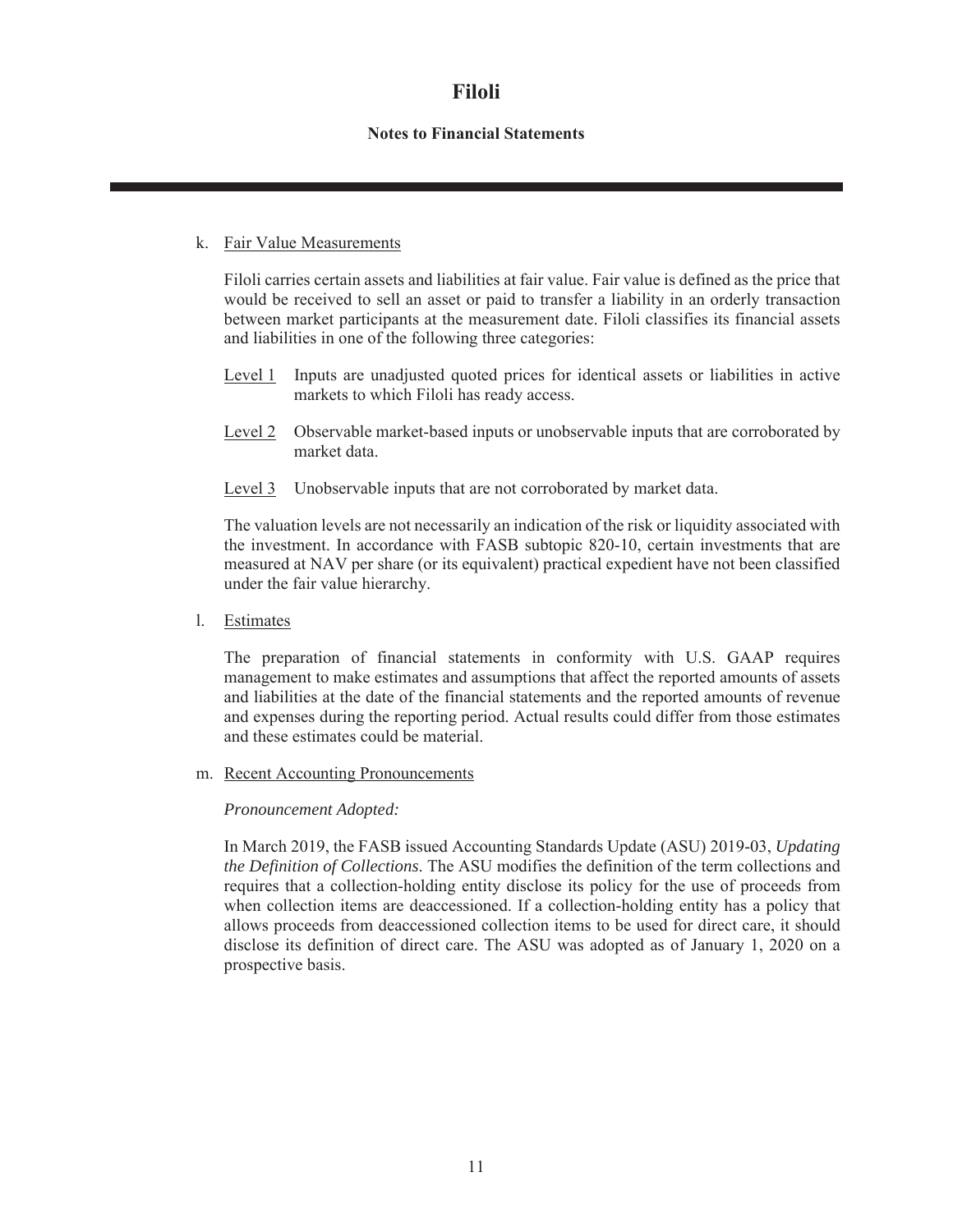# Filoli

**Notes to Financial Statements**

k. Fair Value Measurements

Filoli carries certain assets and liabilities at fair value. Fair value is defined as the price that would be received to sell an asset or paid to transfer a liability in an orderly transaction between market participants at the measurement date. Filoli classifies its financial assets and liabilities in one of the following three categories:

- Level 1 Inputs are unadjusted quoted prices for identical assets or liabilities in active markets to which Filoli has ready access.
- Level 2 Observable market-based inputs or unobservable inputs that are corroborated by market data.
- Level 3 Unobservable inputs that are not corroborated by market data.

The valuation levels are not necessarily an indication of the risk or liquidity associated with the investment. In accordance with FASB subtopic 820-10, certain investments that are measured at NAV per share (or its equivalent) practical expedient have not been classified under the fair value hierarchy.

l. Estimates

The preparation of financial statements in conformity with U.S. GAAP requires management to make estimates and assumptions that affect the reported amounts of assets and liabilities at the date of the financial statements and the reported amounts of revenue and expenses during the reporting period. Actual results could differ from those estimates and these estimates could be material.

m. Recent Accounting Pronouncements

*Pronouncement Adopted:*

In March 2019, the FASB issued Accounting Standards Update (ASU) 2019-03, *Updating the Definition of Collections*. The ASU modifies the definition of the term collections and requires that a collection-holding entity disclose its policy for the use of proceeds from when collection items are deaccessioned. If a collection-holding entity has a policy that allows proceeds from deaccessioned collection items to be used for direct care, it should disclose its definition of direct care. The ASU was adopted as of January 1, 2020 on a prospective basis.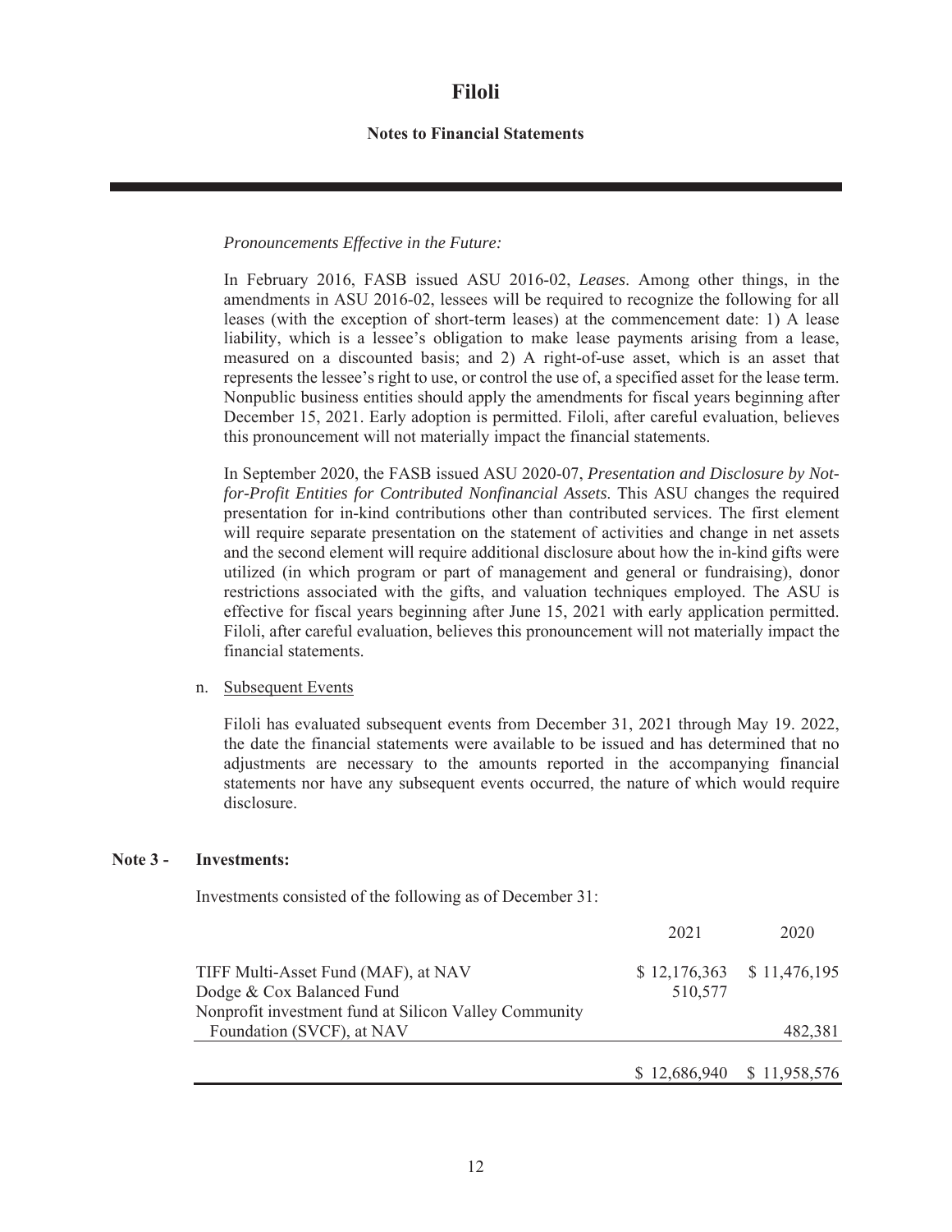*Pronouncements Effective in the Future:*

In February 2016, FASB issued ASU 2016-02, *Leases*. Among other things, in the amendments in ASU 2016-02, lessees will be required to recognize the following for all leases (with the exception of short-term leases) at the commencement date: 1) A lease liability, which is a lessee's obligation to make lease payments arising from a lease, measured on a discounted basis; and 2) A right-of-use asset, which is an asset that represents the lessee's right to use, or control the use of, a specified asset for the lease term. Nonpublic business entities should apply the amendments for fiscal years beginning after December 15, 2021. Early adoption is permitted. Filoli, after careful evaluation, believes this pronouncement will not materially impact the financial statements.

In September 2020, the FASB issued ASU 2020-07, *Presentation and Disclosure by Not-for-Profit Entities for Contributed Nonfinancial Assets*. This ASU changes the required presentation for in-kind contributions other than contributed services. The first element will require separate presentation on the statement of activities and change in net assets and the second element will require additional disclosure about how the in-kind gifts were utilized (in which program or part of management and general or fundraising), donor restrictions associated with the gifts, and valuation techniques employed. The ASU is effective for fiscal years beginning after June 15, 2021 with early application permitted. Filoli, after careful evaluation, believes this pronouncement will not materially impact the financial statements.

n. Subsequent Events

Filoli has evaluated subsequent events from December 31, 2021 through May 19. 2022, the date the financial statements were available to be issued and has determined that no adjustments are necessary to the amounts reported in the accompanying financial statements nor have any subsequent events occurred, the nature of which would require disclosure.

**Note 3 - Investments:**

Investments consisted of the following as of December 31:

| | 2021 | 2020 |
|---|---|---|
| TIFF Multi-Asset Fund (MAF), at NAV | $ 12,176,363 | $ 11,476,195 |
| Dodge & Cox Balanced Fund | 510,577 | |
| Nonprofit investment fund at Silicon Valley Community Foundation (SVCF), at NAV | | 482,381 |
| | $ 12,686,940 | $ 11,958,576 |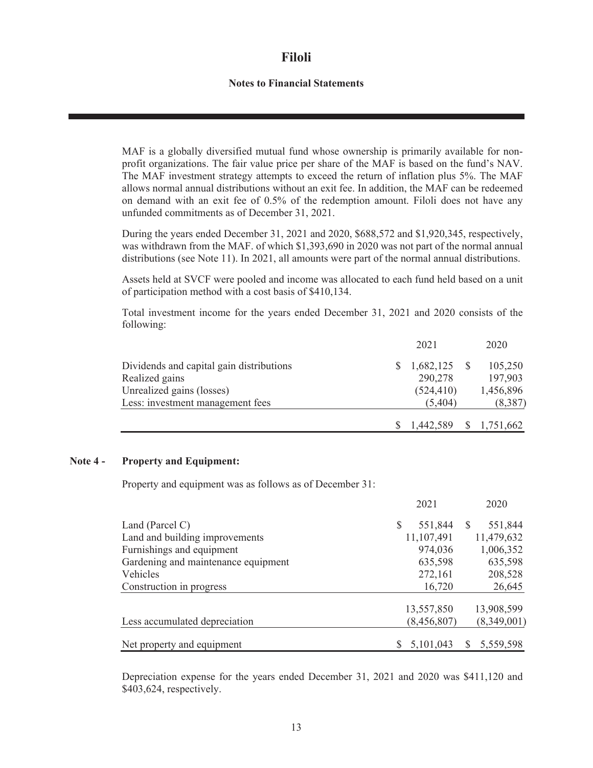MAF is a globally diversified mutual fund whose ownership is primarily available for non-profit organizations. The fair value price per share of the MAF is based on the fund's NAV. The MAF investment strategy attempts to exceed the return of inflation plus 5%. The MAF allows normal annual distributions without an exit fee. In addition, the MAF can be redeemed on demand with an exit fee of 0.5% of the redemption amount. Filoli does not have any unfunded commitments as of December 31, 2021.

During the years ended December 31, 2021 and 2020, $688,572 and $1,920,345, respectively, was withdrawn from the MAF. of which $1,393,690 in 2020 was not part of the normal annual distributions (see Note 11). In 2021, all amounts were part of the normal annual distributions.

Assets held at SVCF were pooled and income was allocated to each fund held based on a unit of participation method with a cost basis of $410,134.

Total investment income for the years ended December 31, 2021 and 2020 consists of the following:

| | 2021 | 2020 |
|---|---|---|
| Dividends and capital gain distributions | $ 1,682,125 | $ 105,250 |
| Realized gains | 290,278 | 197,903 |
| Unrealized gains (losses) | (524,410) | 1,456,896 |
| Less: investment management fees | (5,404) | (8,387) |
| | $ 1,442,589 | $ 1,751,662 |

## Note 4 - Property and Equipment:

Property and equipment was as follows as of December 31:

| | 2021 | 2020 |
|---|---|---|
| Land (Parcel C) | $ 551,844 | $ 551,844 |
| Land and building improvements | 11,107,491 | 11,479,632 |
| Furnishings and equipment | 974,036 | 1,006,352 |
| Gardening and maintenance equipment | 635,598 | 635,598 |
| Vehicles | 272,161 | 208,528 |
| Construction in progress | 16,720 | 26,645 |
| | 13,557,850 | 13,908,599 |
| Less accumulated depreciation | (8,456,807) | (8,349,001) |
| Net property and equipment | $ 5,101,043 | $ 5,559,598 |

Depreciation expense for the years ended December 31, 2021 and 2020 was $411,120 and $403,624, respectively.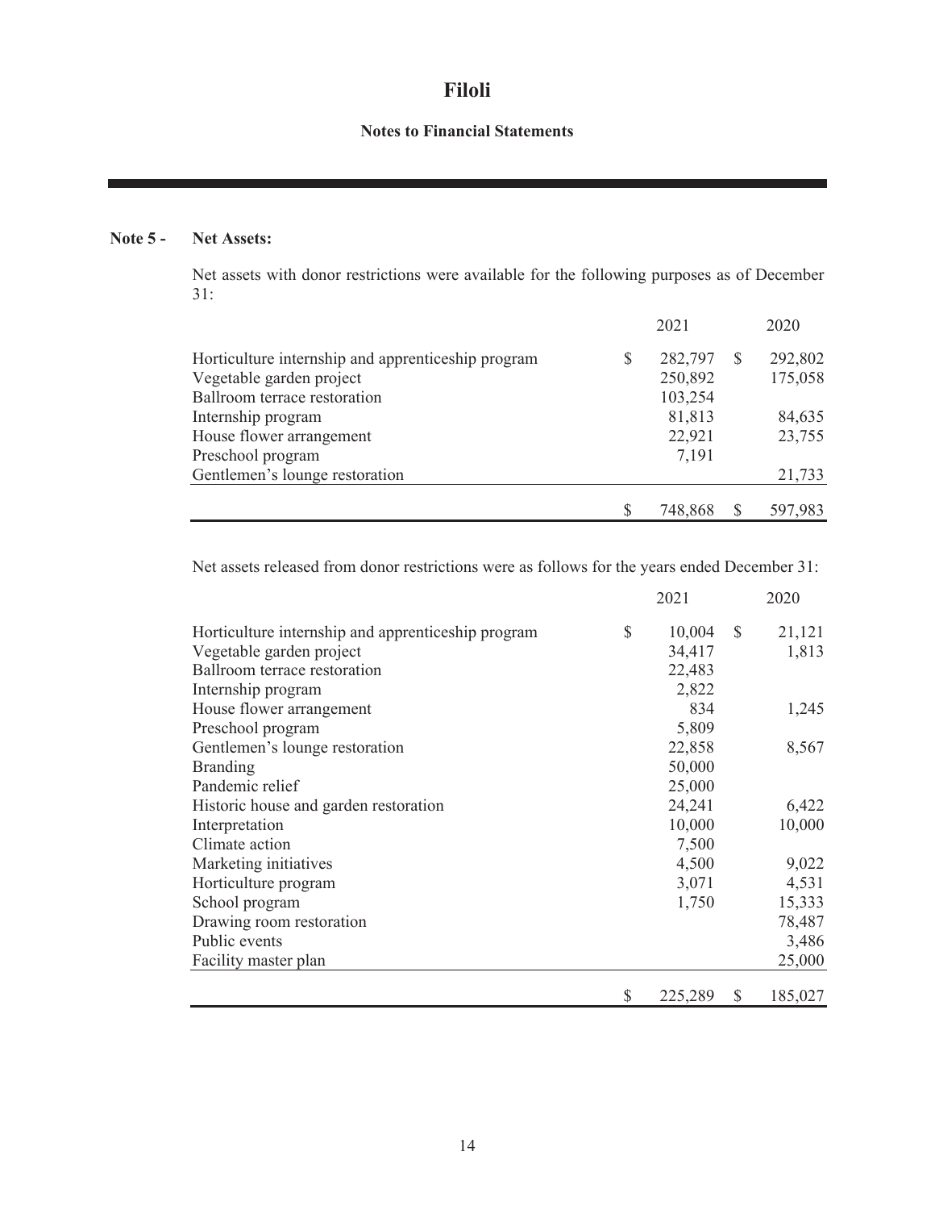# Filoli

## Notes to Financial Statements

### Note 5 - Net Assets:

Net assets with donor restrictions were available for the following purposes as of December 31:

| | 2021 | 2020 |
|---|---|---|
| Horticulture internship and apprenticeship program | $ 282,797 | $ 292,802 |
| Vegetable garden project | 250,892 | 175,058 |
| Ballroom terrace restoration | 103,254 | |
| Internship program | 81,813 | 84,635 |
| House flower arrangement | 22,921 | 23,755 |
| Preschool program | 7,191 | |
| Gentlemen's lounge restoration | | 21,733 |
| | $ 748,868 | $ 597,983 |

Net assets released from donor restrictions were as follows for the years ended December 31:

| | 2021 | 2020 |
|---|---|---|
| Horticulture internship and apprenticeship program | $ 10,004 | $ 21,121 |
| Vegetable garden project | 34,417 | 1,813 |
| Ballroom terrace restoration | 22,483 | |
| Internship program | 2,822 | |
| House flower arrangement | 834 | 1,245 |
| Preschool program | 5,809 | |
| Gentlemen's lounge restoration | 22,858 | 8,567 |
| Branding | 50,000 | |
| Pandemic relief | 25,000 | |
| Historic house and garden restoration | 24,241 | 6,422 |
| Interpretation | 10,000 | 10,000 |
| Climate action | 7,500 | |
| Marketing initiatives | 4,500 | 9,022 |
| Horticulture program | 3,071 | 4,531 |
| School program | 1,750 | 15,333 |
| Drawing room restoration | | 78,487 |
| Public events | | 3,486 |
| Facility master plan | | 25,000 |
| | $ 225,289 | $ 185,027 |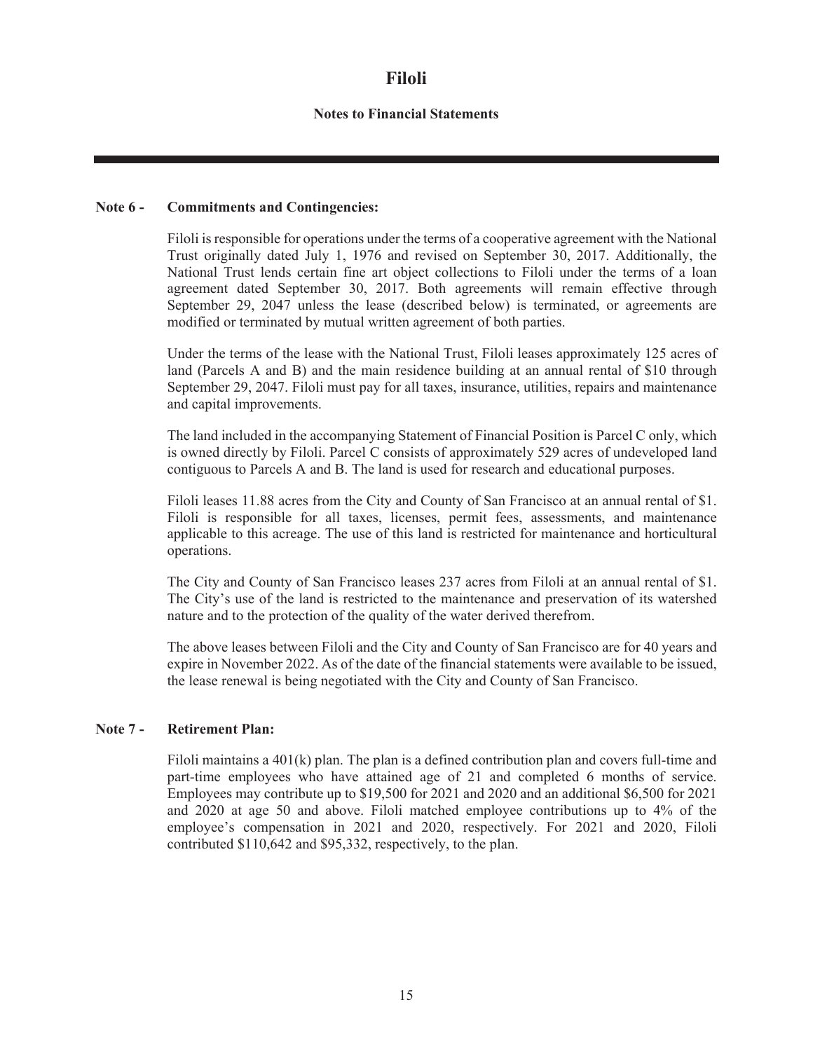# Filoli

## Notes to Financial Statements

**Note 6 - Commitments and Contingencies:**

Filoli is responsible for operations under the terms of a cooperative agreement with the National Trust originally dated July 1, 1976 and revised on September 30, 2017. Additionally, the National Trust lends certain fine art object collections to Filoli under the terms of a loan agreement dated September 30, 2017. Both agreements will remain effective through September 29, 2047 unless the lease (described below) is terminated, or agreements are modified or terminated by mutual written agreement of both parties.

Under the terms of the lease with the National Trust, Filoli leases approximately 125 acres of land (Parcels A and B) and the main residence building at an annual rental of $10 through September 29, 2047. Filoli must pay for all taxes, insurance, utilities, repairs and maintenance and capital improvements.

The land included in the accompanying Statement of Financial Position is Parcel C only, which is owned directly by Filoli. Parcel C consists of approximately 529 acres of undeveloped land contiguous to Parcels A and B. The land is used for research and educational purposes.

Filoli leases 11.88 acres from the City and County of San Francisco at an annual rental of $1. Filoli is responsible for all taxes, licenses, permit fees, assessments, and maintenance applicable to this acreage. The use of this land is restricted for maintenance and horticultural operations.

The City and County of San Francisco leases 237 acres from Filoli at an annual rental of $1. The City's use of the land is restricted to the maintenance and preservation of its watershed nature and to the protection of the quality of the water derived therefrom.

The above leases between Filoli and the City and County of San Francisco are for 40 years and expire in November 2022. As of the date of the financial statements were available to be issued, the lease renewal is being negotiated with the City and County of San Francisco.

**Note 7 - Retirement Plan:**

Filoli maintains a 401(k) plan. The plan is a defined contribution plan and covers full-time and part-time employees who have attained age of 21 and completed 6 months of service. Employees may contribute up to $19,500 for 2021 and 2020 and an additional $6,500 for 2021 and 2020 at age 50 and above. Filoli matched employee contributions up to 4% of the employee's compensation in 2021 and 2020, respectively. For 2021 and 2020, Filoli contributed $110,642 and $95,332, respectively, to the plan.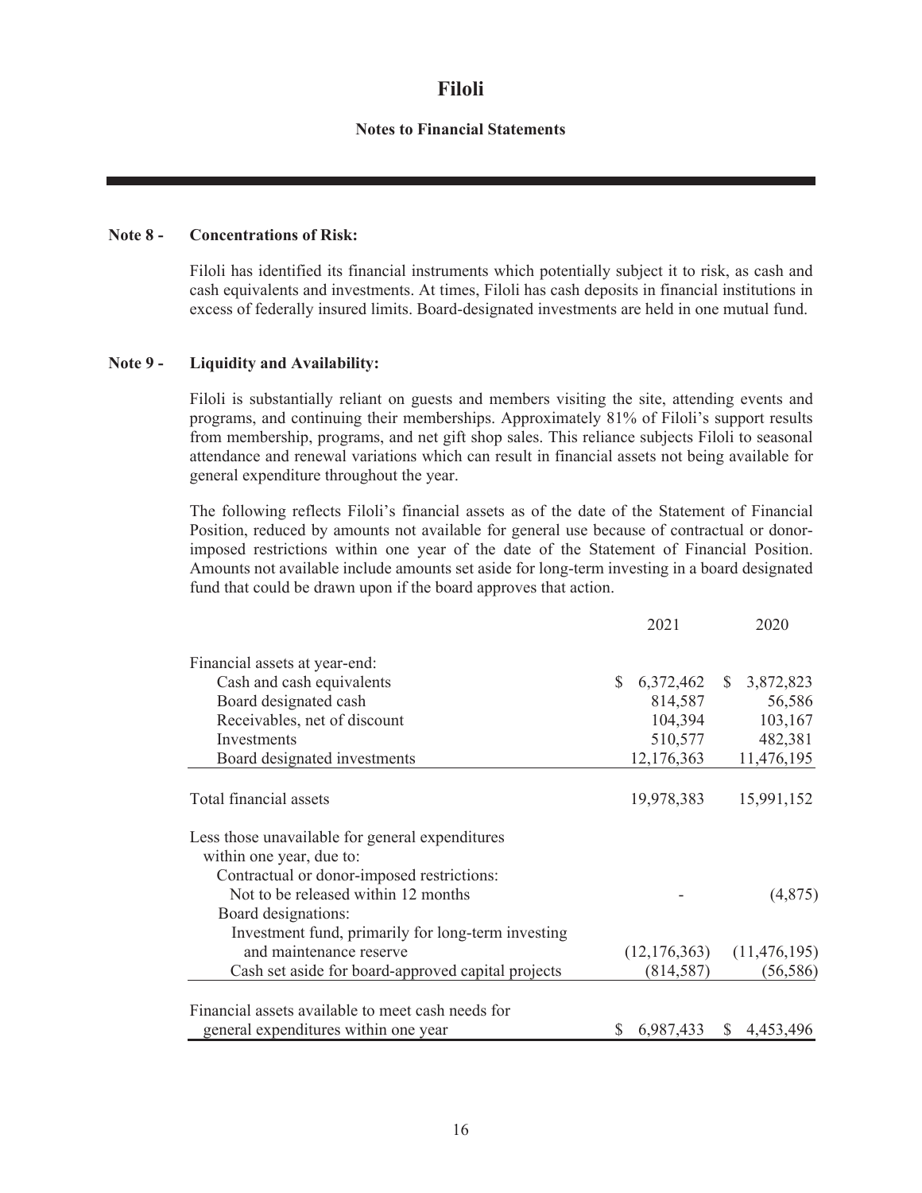# Filoli

## Notes to Financial Statements

### Note 8 - Concentrations of Risk:

Filoli has identified its financial instruments which potentially subject it to risk, as cash and cash equivalents and investments. At times, Filoli has cash deposits in financial institutions in excess of federally insured limits. Board-designated investments are held in one mutual fund.

### Note 9 - Liquidity and Availability:

Filoli is substantially reliant on guests and members visiting the site, attending events and programs, and continuing their memberships. Approximately 81% of Filoli's support results from membership, programs, and net gift shop sales. This reliance subjects Filoli to seasonal attendance and renewal variations which can result in financial assets not being available for general expenditure throughout the year.

The following reflects Filoli's financial assets as of the date of the Statement of Financial Position, reduced by amounts not available for general use because of contractual or donor-imposed restrictions within one year of the date of the Statement of Financial Position. Amounts not available include amounts set aside for long-term investing in a board designated fund that could be drawn upon if the board approves that action.

| | 2021 | 2020 |
|---|---|---|
| Financial assets at year-end: | | |
| Cash and cash equivalents | $ 6,372,462 | $ 3,872,823 |
| Board designated cash | 814,587 | 56,586 |
| Receivables, net of discount | 104,394 | 103,167 |
| Investments | 510,577 | 482,381 |
| Board designated investments | 12,176,363 | 11,476,195 |
| Total financial assets | 19,978,383 | 15,991,152 |
| Less those unavailable for general expenditures within one year, due to: | | |
| Contractual or donor-imposed restrictions: | | |
| Not to be released within 12 months | - | (4,875) |
| Board designations: | | |
| Investment fund, primarily for long-term investing and maintenance reserve | (12,176,363) | (11,476,195) |
| Cash set aside for board-approved capital projects | (814,587) | (56,586) |
| Financial assets available to meet cash needs for general expenditures within one year | $ 6,987,433 | $ 4,453,496 |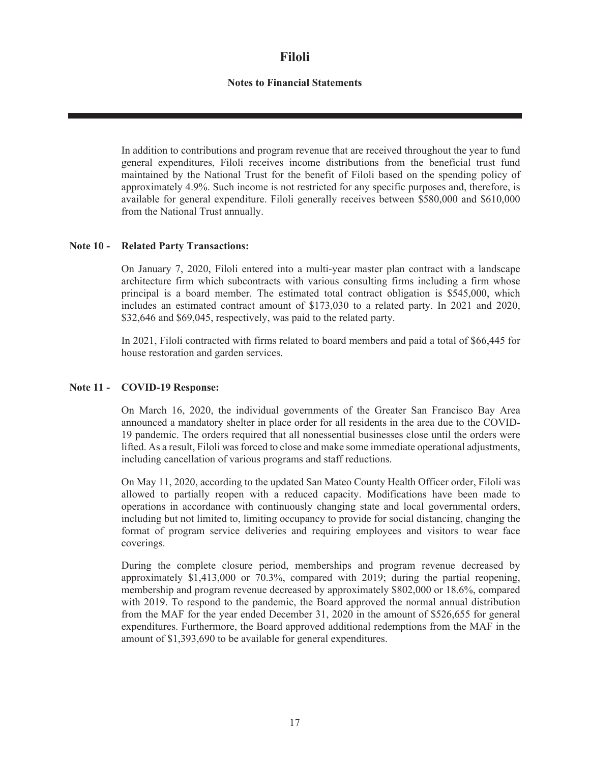In addition to contributions and program revenue that are received throughout the year to fund general expenditures, Filoli receives income distributions from the beneficial trust fund maintained by the National Trust for the benefit of Filoli based on the spending policy of approximately 4.9%. Such income is not restricted for any specific purposes and, therefore, is available for general expenditure. Filoli generally receives between $580,000 and $610,000 from the National Trust annually.

## Note 10 - Related Party Transactions:

On January 7, 2020, Filoli entered into a multi-year master plan contract with a landscape architecture firm which subcontracts with various consulting firms including a firm whose principal is a board member. The estimated total contract obligation is $545,000, which includes an estimated contract amount of $173,030 to a related party. In 2021 and 2020, $32,646 and $69,045, respectively, was paid to the related party.

In 2021, Filoli contracted with firms related to board members and paid a total of $66,445 for house restoration and garden services.

## Note 11 - COVID-19 Response:

On March 16, 2020, the individual governments of the Greater San Francisco Bay Area announced a mandatory shelter in place order for all residents in the area due to the COVID-19 pandemic. The orders required that all nonessential businesses close until the orders were lifted. As a result, Filoli was forced to close and make some immediate operational adjustments, including cancellation of various programs and staff reductions.

On May 11, 2020, according to the updated San Mateo County Health Officer order, Filoli was allowed to partially reopen with a reduced capacity. Modifications have been made to operations in accordance with continuously changing state and local governmental orders, including but not limited to, limiting occupancy to provide for social distancing, changing the format of program service deliveries and requiring employees and visitors to wear face coverings.

During the complete closure period, memberships and program revenue decreased by approximately $1,413,000 or 70.3%, compared with 2019; during the partial reopening, membership and program revenue decreased by approximately $802,000 or 18.6%, compared with 2019. To respond to the pandemic, the Board approved the normal annual distribution from the MAF for the year ended December 31, 2020 in the amount of $526,655 for general expenditures. Furthermore, the Board approved additional redemptions from the MAF in the amount of $1,393,690 to be available for general expenditures.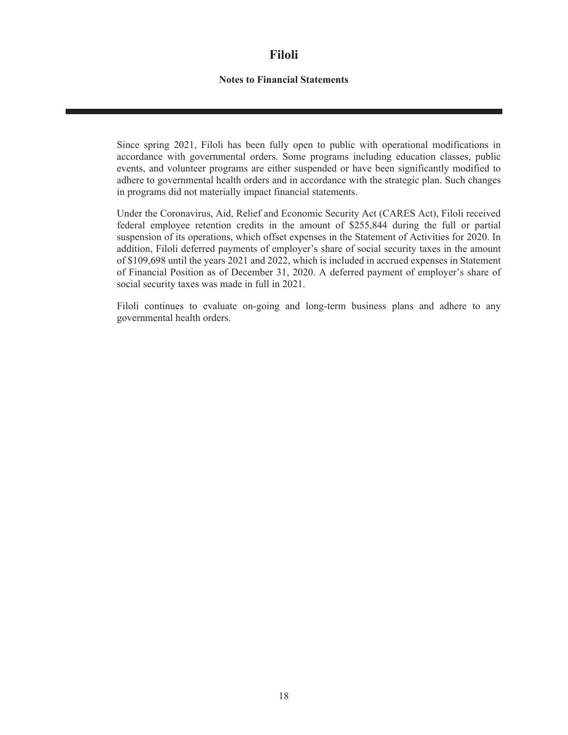Since spring 2021, Filoli has been fully open to public with operational modifications in accordance with governmental orders. Some programs including education classes, public events, and volunteer programs are either suspended or have been significantly modified to adhere to governmental health orders and in accordance with the strategic plan. Such changes in programs did not materially impact financial statements.

Under the Coronavirus, Aid, Relief and Economic Security Act (CARES Act), Filoli received federal employee retention credits in the amount of $255,844 during the full or partial suspension of its operations, which offset expenses in the Statement of Activities for 2020. In addition, Filoli deferred payments of employer's share of social security taxes in the amount of $109,698 until the years 2021 and 2022, which is included in accrued expenses in Statement of Financial Position as of December 31, 2020. A deferred payment of employer's share of social security taxes was made in full in 2021.

Filoli continues to evaluate on-going and long-term business plans and adhere to any governmental health orders.